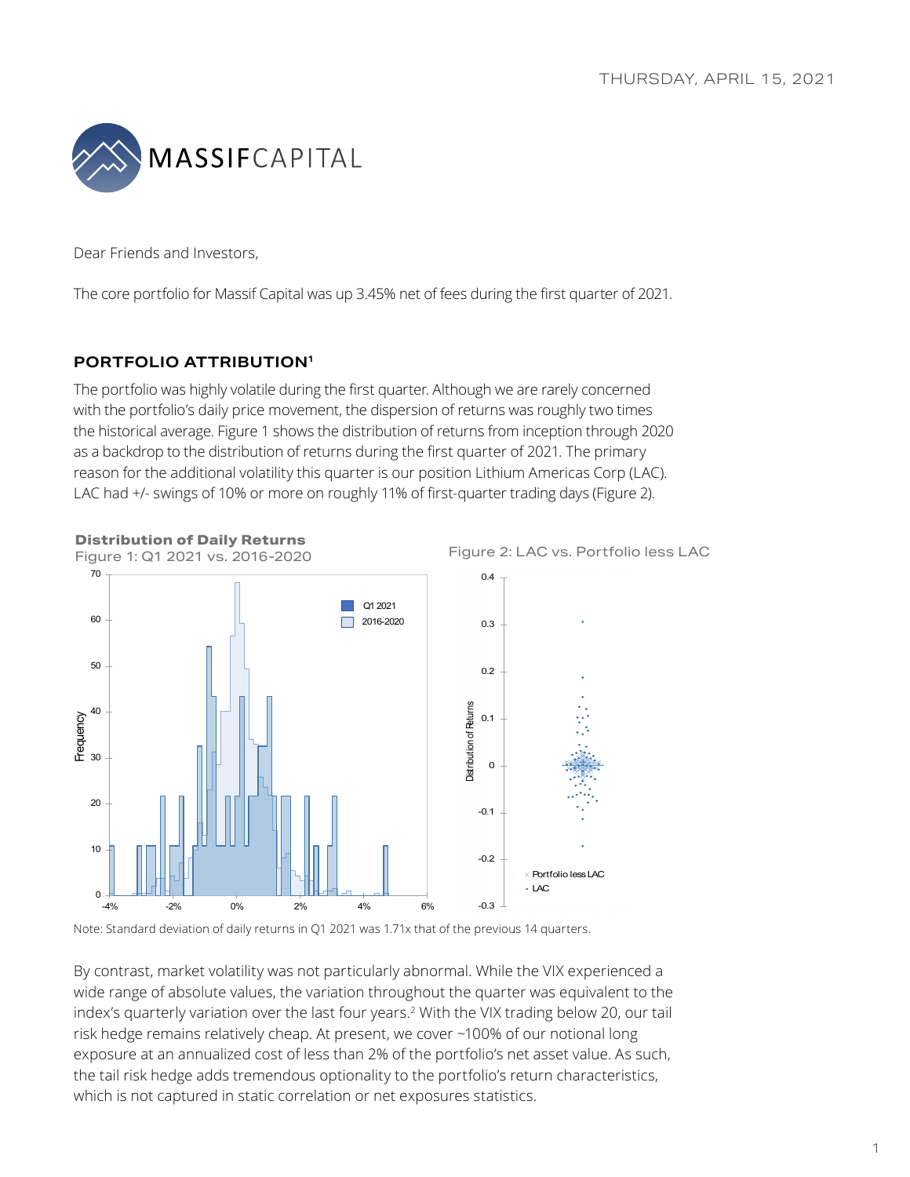THURSDAY, APRIL 15, 2021

Dear Friends and Investors,

The core portfolio for Massif Capital was up 3.45% net of fees during the first quarter of 2021.

## PORTFOLIO ATTRIBUTION[1]

The portfolio was highly volatile during the first quarter. Although we are rarely concerned with the portfolio's daily price movement, the dispersion of returns was roughly two times the historical average. Figure 1 shows the distribution of returns from inception through 2020 as a backdrop to the distribution of returns during the first quarter of 2021. The primary reason for the additional volatility this quarter is our position Lithium Americas Corp (LAC). LAC had +/- swings of 10% or more on roughly 11% of first-quarter trading days (Figure 2).

**Distribution of Daily Returns**

Figure 1: Q1 2021 vs. 2016-2020

Figure 2: LAC vs. Portfolio less LAC

Note: Standard deviation of daily returns in Q1 2021 was 1.71x that of the previous 14 quarters.

By contrast, market volatility was not particularly abnormal. While the VIX experienced a wide range of absolute values, the variation throughout the quarter was equivalent to the index's quarterly variation over the last four years.[2] With the VIX trading below 20, our tail risk hedge remains relatively cheap. At present, we cover ~100% of our notional long exposure at an annualized cost of less than 2% of the portfolio's net asset value. As such, the tail risk hedge adds tremendous optionality to the portfolio's return characteristics, which is not captured in static correlation or net exposures statistics.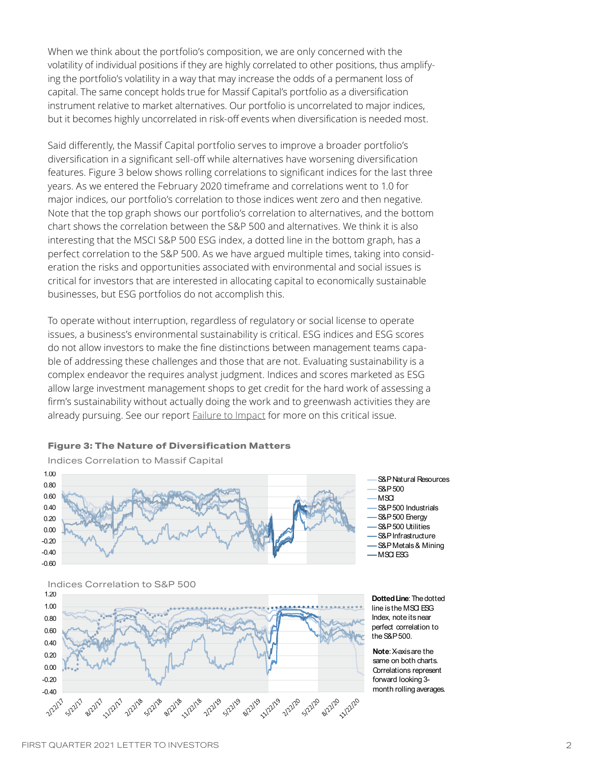When we think about the portfolio's composition, we are only concerned with the volatility of individual positions if they are highly correlated to other positions, thus amplifying the portfolio's volatility in a way that may increase the odds of a permanent loss of capital. The same concept holds true for Massif Capital's portfolio as a diversification instrument relative to market alternatives. Our portfolio is uncorrelated to major indices, but it becomes highly uncorrelated in risk-off events when diversification is needed most.

Said differently, the Massif Capital portfolio serves to improve a broader portfolio's diversification in a significant sell-off while alternatives have worsening diversification features. Figure 3 below shows rolling correlations to significant indices for the last three years. As we entered the February 2020 timeframe and correlations went to 1.0 for major indices, our portfolio's correlation to those indices went zero and then negative. Note that the top graph shows our portfolio's correlation to alternatives, and the bottom chart shows the correlation between the S&P 500 and alternatives. We think it is also interesting that the MSCI S&P 500 ESG index, a dotted line in the bottom graph, has a perfect correlation to the S&P 500. As we have argued multiple times, taking into consideration the risks and opportunities associated with environmental and social issues is critical for investors that are interested in allocating capital to economically sustainable businesses, but ESG portfolios do not accomplish this.

To operate without interruption, regardless of regulatory or social license to operate issues, a business's environmental sustainability is critical. ESG indices and ESG scores do not allow investors to make the fine distinctions between management teams capable of addressing these challenges and those that are not. Evaluating sustainability is a complex endeavor the requires analyst judgment. Indices and scores marketed as ESG allow large investment management shops to get credit for the hard work of assessing a firm's sustainability without actually doing the work and to greenwash activities they are already pursuing. See our report Failure to Impact for more on this critical issue.

**Figure 3: The Nature of Diversification Matters**

Indices Correlation to Massif Capital

Indices Correlation to S&P 500

**Dotted Line**: The dotted line is the MSCI ESG Index, note its near perfect correlation to the S&P 500.

**Note**: X-axis are the same on both charts. Correlations represent forward looking 3-month rolling averages.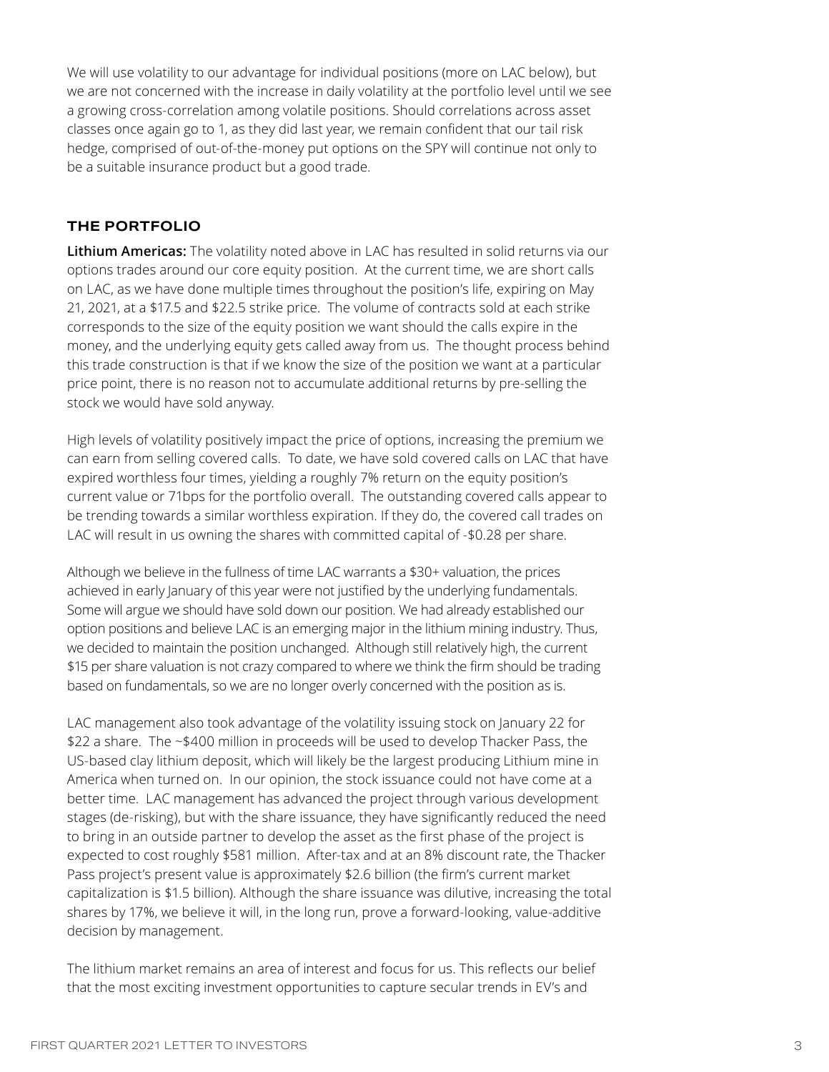We will use volatility to our advantage for individual positions (more on LAC below), but we are not concerned with the increase in daily volatility at the portfolio level until we see a growing cross-correlation among volatile positions. Should correlations across asset classes once again go to 1, as they did last year, we remain confident that our tail risk hedge, comprised of out-of-the-money put options on the SPY will continue not only to be a suitable insurance product but a good trade.

## THE PORTFOLIO

**Lithium Americas:** The volatility noted above in LAC has resulted in solid returns via our options trades around our core equity position. At the current time, we are short calls on LAC, as we have done multiple times throughout the position's life, expiring on May 21, 2021, at a $17.5 and $22.5 strike price. The volume of contracts sold at each strike corresponds to the size of the equity position we want should the calls expire in the money, and the underlying equity gets called away from us. The thought process behind this trade construction is that if we know the size of the position we want at a particular price point, there is no reason not to accumulate additional returns by pre-selling the stock we would have sold anyway.

High levels of volatility positively impact the price of options, increasing the premium we can earn from selling covered calls. To date, we have sold covered calls on LAC that have expired worthless four times, yielding a roughly 7% return on the equity position's current value or 71bps for the portfolio overall. The outstanding covered calls appear to be trending towards a similar worthless expiration. If they do, the covered call trades on LAC will result in us owning the shares with committed capital of -$0.28 per share.

Although we believe in the fullness of time LAC warrants a $30+ valuation, the prices achieved in early January of this year were not justified by the underlying fundamentals. Some will argue we should have sold down our position. We had already established our option positions and believe LAC is an emerging major in the lithium mining industry. Thus, we decided to maintain the position unchanged. Although still relatively high, the current $15 per share valuation is not crazy compared to where we think the firm should be trading based on fundamentals, so we are no longer overly concerned with the position as is.

LAC management also took advantage of the volatility issuing stock on January 22 for $22 a share. The ~$400 million in proceeds will be used to develop Thacker Pass, the US-based clay lithium deposit, which will likely be the largest producing Lithium mine in America when turned on. In our opinion, the stock issuance could not have come at a better time. LAC management has advanced the project through various development stages (de-risking), but with the share issuance, they have significantly reduced the need to bring in an outside partner to develop the asset as the first phase of the project is expected to cost roughly $581 million. After-tax and at an 8% discount rate, the Thacker Pass project's present value is approximately $2.6 billion (the firm's current market capitalization is $1.5 billion). Although the share issuance was dilutive, increasing the total shares by 17%, we believe it will, in the long run, prove a forward-looking, value-additive decision by management.

The lithium market remains an area of interest and focus for us. This reflects our belief that the most exciting investment opportunities to capture secular trends in EV's and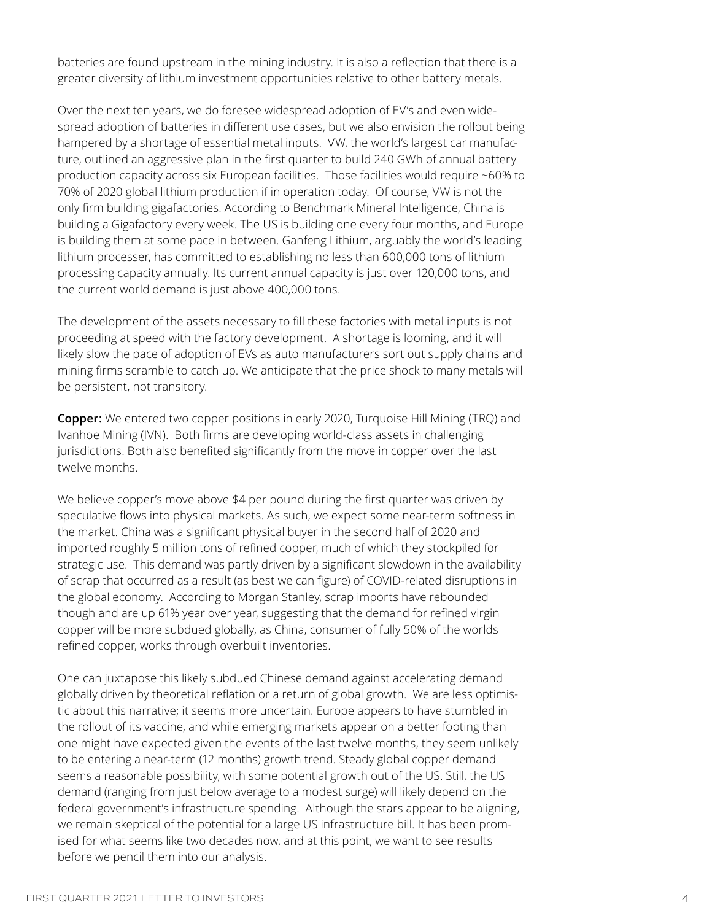batteries are found upstream in the mining industry. It is also a reflection that there is a greater diversity of lithium investment opportunities relative to other battery metals.

Over the next ten years, we do foresee widespread adoption of EV's and even widespread adoption of batteries in different use cases, but we also envision the rollout being hampered by a shortage of essential metal inputs. VW, the world's largest car manufacture, outlined an aggressive plan in the first quarter to build 240 GWh of annual battery production capacity across six European facilities. Those facilities would require ~60% to 70% of 2020 global lithium production if in operation today. Of course, VW is not the only firm building gigafactories. According to Benchmark Mineral Intelligence, China is building a Gigafactory every week. The US is building one every four months, and Europe is building them at some pace in between. Ganfeng Lithium, arguably the world's leading lithium processer, has committed to establishing no less than 600,000 tons of lithium processing capacity annually. Its current annual capacity is just over 120,000 tons, and the current world demand is just above 400,000 tons.

The development of the assets necessary to fill these factories with metal inputs is not proceeding at speed with the factory development. A shortage is looming, and it will likely slow the pace of adoption of EVs as auto manufacturers sort out supply chains and mining firms scramble to catch up. We anticipate that the price shock to many metals will be persistent, not transitory.

**Copper:** We entered two copper positions in early 2020, Turquoise Hill Mining (TRQ) and Ivanhoe Mining (IVN). Both firms are developing world-class assets in challenging jurisdictions. Both also benefited significantly from the move in copper over the last twelve months.

We believe copper's move above $4 per pound during the first quarter was driven by speculative flows into physical markets. As such, we expect some near-term softness in the market. China was a significant physical buyer in the second half of 2020 and imported roughly 5 million tons of refined copper, much of which they stockpiled for strategic use. This demand was partly driven by a significant slowdown in the availability of scrap that occurred as a result (as best we can figure) of COVID-related disruptions in the global economy. According to Morgan Stanley, scrap imports have rebounded though and are up 61% year over year, suggesting that the demand for refined virgin copper will be more subdued globally, as China, consumer of fully 50% of the worlds refined copper, works through overbuilt inventories.

One can juxtapose this likely subdued Chinese demand against accelerating demand globally driven by theoretical reflation or a return of global growth. We are less optimistic about this narrative; it seems more uncertain. Europe appears to have stumbled in the rollout of its vaccine, and while emerging markets appear on a better footing than one might have expected given the events of the last twelve months, they seem unlikely to be entering a near-term (12 months) growth trend. Steady global copper demand seems a reasonable possibility, with some potential growth out of the US. Still, the US demand (ranging from just below average to a modest surge) will likely depend on the federal government's infrastructure spending. Although the stars appear to be aligning, we remain skeptical of the potential for a large US infrastructure bill. It has been promised for what seems like two decades now, and at this point, we want to see results before we pencil them into our analysis.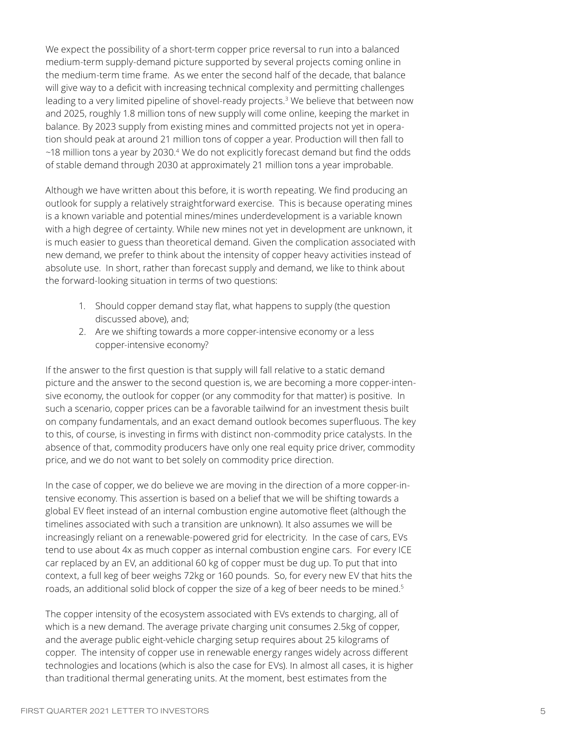We expect the possibility of a short-term copper price reversal to run into a balanced medium-term supply-demand picture supported by several projects coming online in the medium-term time frame. As we enter the second half of the decade, that balance will give way to a deficit with increasing technical complexity and permitting challenges leading to a very limited pipeline of shovel-ready projects.[3] We believe that between now and 2025, roughly 1.8 million tons of new supply will come online, keeping the market in balance. By 2023 supply from existing mines and committed projects not yet in operation should peak at around 21 million tons of copper a year. Production will then fall to ~18 million tons a year by 2030.[4] We do not explicitly forecast demand but find the odds of stable demand through 2030 at approximately 21 million tons a year improbable.

Although we have written about this before, it is worth repeating. We find producing an outlook for supply a relatively straightforward exercise. This is because operating mines is a known variable and potential mines/mines underdevelopment is a variable known with a high degree of certainty. While new mines not yet in development are unknown, it is much easier to guess than theoretical demand. Given the complication associated with new demand, we prefer to think about the intensity of copper heavy activities instead of absolute use. In short, rather than forecast supply and demand, we like to think about the forward-looking situation in terms of two questions:

1. Should copper demand stay flat, what happens to supply (the question discussed above), and;
2. Are we shifting towards a more copper-intensive economy or a less copper-intensive economy?

If the answer to the first question is that supply will fall relative to a static demand picture and the answer to the second question is, we are becoming a more copper-intensive economy, the outlook for copper (or any commodity for that matter) is positive. In such a scenario, copper prices can be a favorable tailwind for an investment thesis built on company fundamentals, and an exact demand outlook becomes superfluous. The key to this, of course, is investing in firms with distinct non-commodity price catalysts. In the absence of that, commodity producers have only one real equity price driver, commodity price, and we do not want to bet solely on commodity price direction.

In the case of copper, we do believe we are moving in the direction of a more copper-intensive economy. This assertion is based on a belief that we will be shifting towards a global EV fleet instead of an internal combustion engine automotive fleet (although the timelines associated with such a transition are unknown). It also assumes we will be increasingly reliant on a renewable-powered grid for electricity. In the case of cars, EVs tend to use about 4x as much copper as internal combustion engine cars. For every ICE car replaced by an EV, an additional 60 kg of copper must be dug up. To put that into context, a full keg of beer weighs 72kg or 160 pounds. So, for every new EV that hits the roads, an additional solid block of copper the size of a keg of beer needs to be mined.[5]

The copper intensity of the ecosystem associated with EVs extends to charging, all of which is a new demand. The average private charging unit consumes 2.5kg of copper, and the average public eight-vehicle charging setup requires about 25 kilograms of copper. The intensity of copper use in renewable energy ranges widely across different technologies and locations (which is also the case for EVs). In almost all cases, it is higher than traditional thermal generating units. At the moment, best estimates from the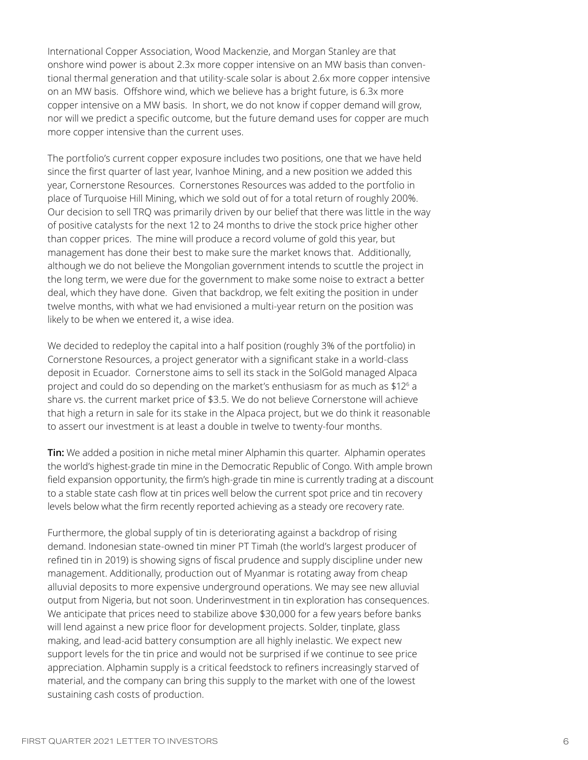International Copper Association, Wood Mackenzie, and Morgan Stanley are that onshore wind power is about 2.3x more copper intensive on an MW basis than conventional thermal generation and that utility-scale solar is about 2.6x more copper intensive on an MW basis. Offshore wind, which we believe has a bright future, is 6.3x more copper intensive on a MW basis. In short, we do not know if copper demand will grow, nor will we predict a specific outcome, but the future demand uses for copper are much more copper intensive than the current uses.

The portfolio's current copper exposure includes two positions, one that we have held since the first quarter of last year, Ivanhoe Mining, and a new position we added this year, Cornerstone Resources. Cornerstones Resources was added to the portfolio in place of Turquoise Hill Mining, which we sold out of for a total return of roughly 200%. Our decision to sell TRQ was primarily driven by our belief that there was little in the way of positive catalysts for the next 12 to 24 months to drive the stock price higher other than copper prices. The mine will produce a record volume of gold this year, but management has done their best to make sure the market knows that. Additionally, although we do not believe the Mongolian government intends to scuttle the project in the long term, we were due for the government to make some noise to extract a better deal, which they have done. Given that backdrop, we felt exiting the position in under twelve months, with what we had envisioned a multi-year return on the position was likely to be when we entered it, a wise idea.

We decided to redeploy the capital into a half position (roughly 3% of the portfolio) in Cornerstone Resources, a project generator with a significant stake in a world-class deposit in Ecuador. Cornerstone aims to sell its stack in the SolGold managed Alpaca project and could do so depending on the market's enthusiasm for as much as $12[6] a share vs. the current market price of $3.5. We do not believe Cornerstone will achieve that high a return in sale for its stake in the Alpaca project, but we do think it reasonable to assert our investment is at least a double in twelve to twenty-four months.

**Tin:** We added a position in niche metal miner Alphamin this quarter. Alphamin operates the world's highest-grade tin mine in the Democratic Republic of Congo. With ample brown field expansion opportunity, the firm's high-grade tin mine is currently trading at a discount to a stable state cash flow at tin prices well below the current spot price and tin recovery levels below what the firm recently reported achieving as a steady ore recovery rate.

Furthermore, the global supply of tin is deteriorating against a backdrop of rising demand. Indonesian state-owned tin miner PT Timah (the world's largest producer of refined tin in 2019) is showing signs of fiscal prudence and supply discipline under new management. Additionally, production out of Myanmar is rotating away from cheap alluvial deposits to more expensive underground operations. We may see new alluvial output from Nigeria, but not soon. Underinvestment in tin exploration has consequences. We anticipate that prices need to stabilize above $30,000 for a few years before banks will lend against a new price floor for development projects. Solder, tinplate, glass making, and lead-acid battery consumption are all highly inelastic. We expect new support levels for the tin price and would not be surprised if we continue to see price appreciation. Alphamin supply is a critical feedstock to refiners increasingly starved of material, and the company can bring this supply to the market with one of the lowest sustaining cash costs of production.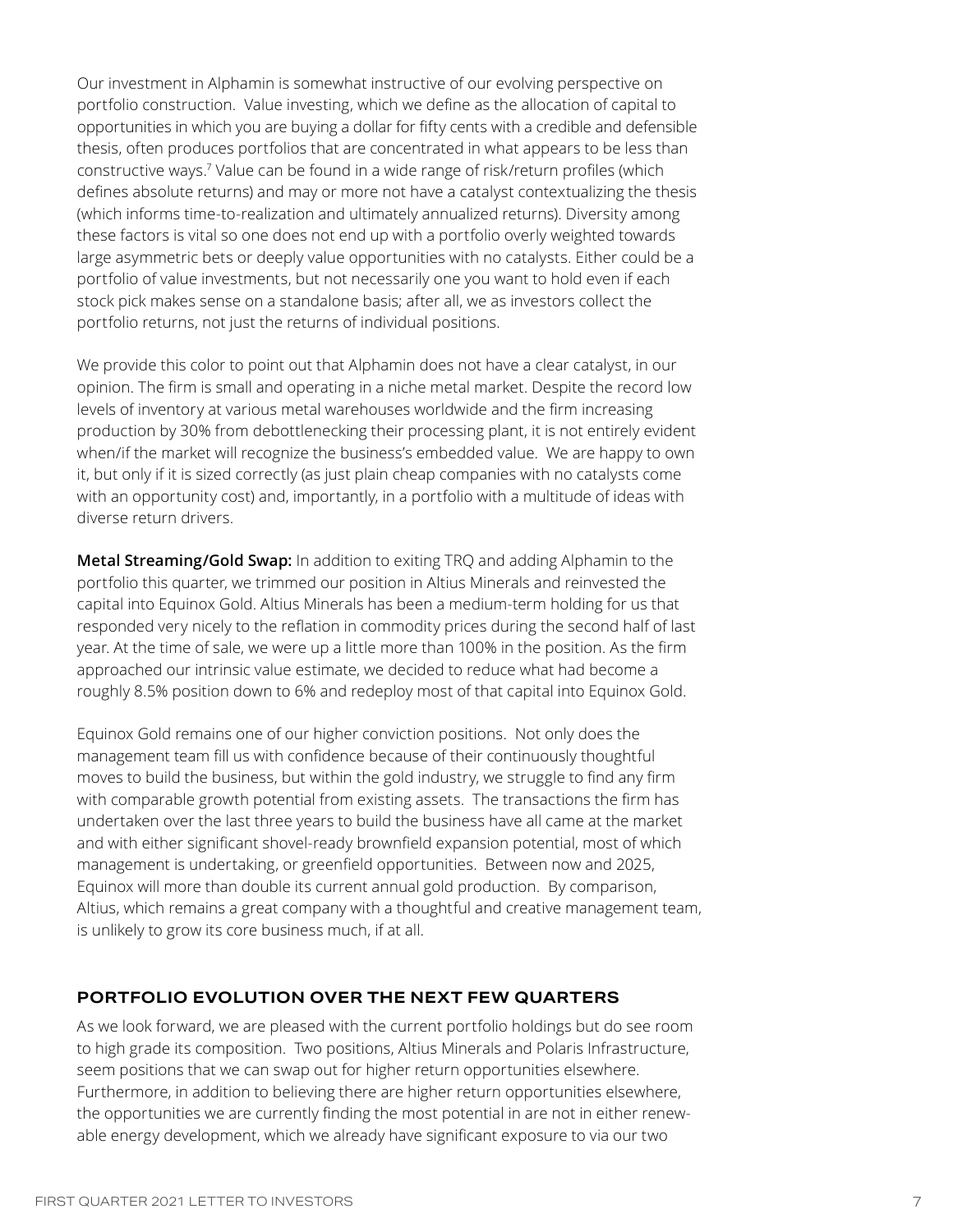Our investment in Alphamin is somewhat instructive of our evolving perspective on portfolio construction. Value investing, which we define as the allocation of capital to opportunities in which you are buying a dollar for fifty cents with a credible and defensible thesis, often produces portfolios that are concentrated in what appears to be less than constructive ways.[7] Value can be found in a wide range of risk/return profiles (which defines absolute returns) and may or more not have a catalyst contextualizing the thesis (which informs time-to-realization and ultimately annualized returns). Diversity among these factors is vital so one does not end up with a portfolio overly weighted towards large asymmetric bets or deeply value opportunities with no catalysts. Either could be a portfolio of value investments, but not necessarily one you want to hold even if each stock pick makes sense on a standalone basis; after all, we as investors collect the portfolio returns, not just the returns of individual positions.

We provide this color to point out that Alphamin does not have a clear catalyst, in our opinion. The firm is small and operating in a niche metal market. Despite the record low levels of inventory at various metal warehouses worldwide and the firm increasing production by 30% from debottlenecking their processing plant, it is not entirely evident when/if the market will recognize the business's embedded value. We are happy to own it, but only if it is sized correctly (as just plain cheap companies with no catalysts come with an opportunity cost) and, importantly, in a portfolio with a multitude of ideas with diverse return drivers.

**Metal Streaming/Gold Swap:** In addition to exiting TRQ and adding Alphamin to the portfolio this quarter, we trimmed our position in Altius Minerals and reinvested the capital into Equinox Gold. Altius Minerals has been a medium-term holding for us that responded very nicely to the reflation in commodity prices during the second half of last year. At the time of sale, we were up a little more than 100% in the position. As the firm approached our intrinsic value estimate, we decided to reduce what had become a roughly 8.5% position down to 6% and redeploy most of that capital into Equinox Gold.

Equinox Gold remains one of our higher conviction positions. Not only does the management team fill us with confidence because of their continuously thoughtful moves to build the business, but within the gold industry, we struggle to find any firm with comparable growth potential from existing assets. The transactions the firm has undertaken over the last three years to build the business have all came at the market and with either significant shovel-ready brownfield expansion potential, most of which management is undertaking, or greenfield opportunities. Between now and 2025, Equinox will more than double its current annual gold production. By comparison, Altius, which remains a great company with a thoughtful and creative management team, is unlikely to grow its core business much, if at all.

## PORTFOLIO EVOLUTION OVER THE NEXT FEW QUARTERS

As we look forward, we are pleased with the current portfolio holdings but do see room to high grade its composition. Two positions, Altius Minerals and Polaris Infrastructure, seem positions that we can swap out for higher return opportunities elsewhere. Furthermore, in addition to believing there are higher return opportunities elsewhere, the opportunities we are currently finding the most potential in are not in either renewable energy development, which we already have significant exposure to via our two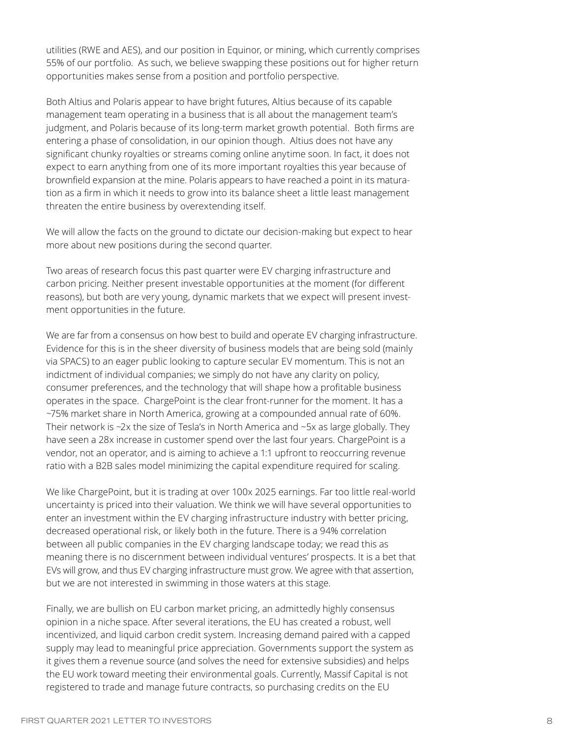utilities (RWE and AES), and our position in Equinor, or mining, which currently comprises 55% of our portfolio. As such, we believe swapping these positions out for higher return opportunities makes sense from a position and portfolio perspective.

Both Altius and Polaris appear to have bright futures, Altius because of its capable management team operating in a business that is all about the management team's judgment, and Polaris because of its long-term market growth potential. Both firms are entering a phase of consolidation, in our opinion though. Altius does not have any significant chunky royalties or streams coming online anytime soon. In fact, it does not expect to earn anything from one of its more important royalties this year because of brownfield expansion at the mine. Polaris appears to have reached a point in its maturation as a firm in which it needs to grow into its balance sheet a little least management threaten the entire business by overextending itself.

We will allow the facts on the ground to dictate our decision-making but expect to hear more about new positions during the second quarter.

Two areas of research focus this past quarter were EV charging infrastructure and carbon pricing. Neither present investable opportunities at the moment (for different reasons), but both are very young, dynamic markets that we expect will present investment opportunities in the future.

We are far from a consensus on how best to build and operate EV charging infrastructure. Evidence for this is in the sheer diversity of business models that are being sold (mainly via SPACS) to an eager public looking to capture secular EV momentum. This is not an indictment of individual companies; we simply do not have any clarity on policy, consumer preferences, and the technology that will shape how a profitable business operates in the space. ChargePoint is the clear front-runner for the moment. It has a ~75% market share in North America, growing at a compounded annual rate of 60%. Their network is ~2x the size of Tesla's in North America and ~5x as large globally. They have seen a 28x increase in customer spend over the last four years. ChargePoint is a vendor, not an operator, and is aiming to achieve a 1:1 upfront to reoccurring revenue ratio with a B2B sales model minimizing the capital expenditure required for scaling.

We like ChargePoint, but it is trading at over 100x 2025 earnings. Far too little real-world uncertainty is priced into their valuation. We think we will have several opportunities to enter an investment within the EV charging infrastructure industry with better pricing, decreased operational risk, or likely both in the future. There is a 94% correlation between all public companies in the EV charging landscape today; we read this as meaning there is no discernment between individual ventures' prospects. It is a bet that EVs will grow, and thus EV charging infrastructure must grow. We agree with that assertion, but we are not interested in swimming in those waters at this stage.

Finally, we are bullish on EU carbon market pricing, an admittedly highly consensus opinion in a niche space. After several iterations, the EU has created a robust, well incentivized, and liquid carbon credit system. Increasing demand paired with a capped supply may lead to meaningful price appreciation. Governments support the system as it gives them a revenue source (and solves the need for extensive subsidies) and helps the EU work toward meeting their environmental goals. Currently, Massif Capital is not registered to trade and manage future contracts, so purchasing credits on the EU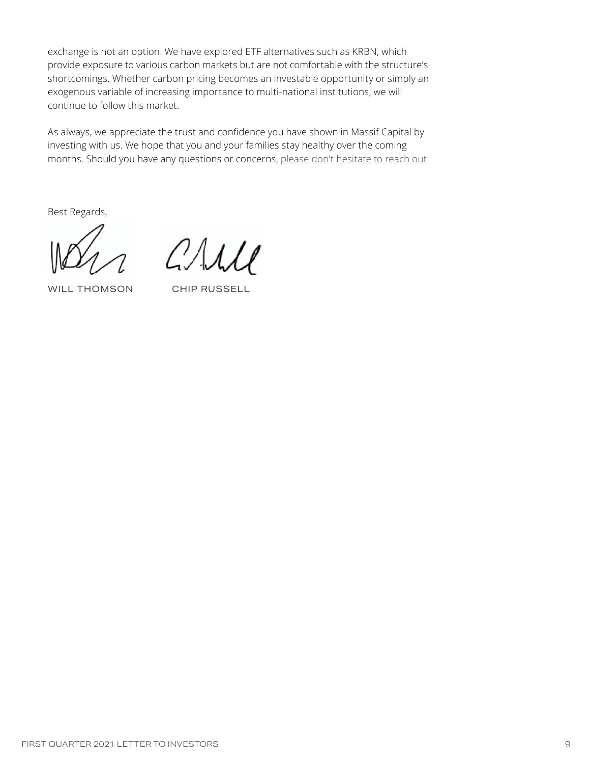exchange is not an option. We have explored ETF alternatives such as KRBN, which provide exposure to various carbon markets but are not comfortable with the structure's shortcomings. Whether carbon pricing becomes an investable opportunity or simply an exogenous variable of increasing importance to multi-national institutions, we will continue to follow this market.

As always, we appreciate the trust and confidence you have shown in Massif Capital by investing with us. We hope that you and your families stay healthy over the coming months. Should you have any questions or concerns, please don't hesitate to reach out.

Best Regards,

WILL THOMSON

CHIP RUSSELL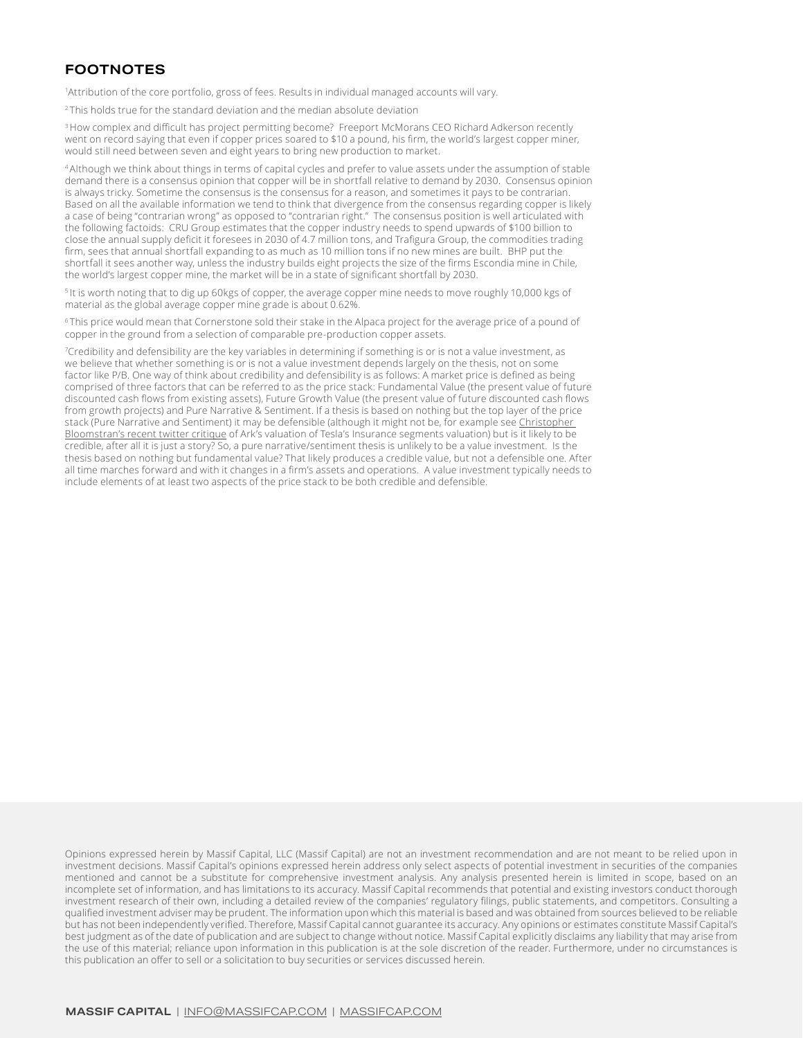## FOOTNOTES

[1]Attribution of the core portfolio, gross of fees. Results in individual managed accounts will vary.

[2] This holds true for the standard deviation and the median absolute deviation

[3] How complex and difficult has project permitting become? Freeport McMorans CEO Richard Adkerson recently went on record saying that even if copper prices soared to $10 a pound, his firm, the world's largest copper miner, would still need between seven and eight years to bring new production to market.

[4] Although we think about things in terms of capital cycles and prefer to value assets under the assumption of stable demand there is a consensus opinion that copper will be in shortfall relative to demand by 2030. Consensus opinion is always tricky. Sometime the consensus is the consensus for a reason, and sometimes it pays to be contrarian. Based on all the available information we tend to think that divergence from the consensus regarding copper is likely a case of being "contrarian wrong" as opposed to "contrarian right." The consensus position is well articulated with the following factoids: CRU Group estimates that the copper industry needs to spend upwards of $100 billion to close the annual supply deficit it foresees in 2030 of 4.7 million tons, and Trafigura Group, the commodities trading firm, sees that annual shortfall expanding to as much as 10 million tons if no new mines are built. BHP put the shortfall it sees another way, unless the industry builds eight projects the size of the firms Escondia mine in Chile, the world's largest copper mine, the market will be in a state of significant shortfall by 2030.

[5] It is worth noting that to dig up 60kgs of copper, the average copper mine needs to move roughly 10,000 kgs of material as the global average copper mine grade is about 0.62%.

[6] This price would mean that Cornerstone sold their stake in the Alpaca project for the average price of a pound of copper in the ground from a selection of comparable pre-production copper assets.

[7]Credibility and defensibility are the key variables in determining if something is or is not a value investment, as we believe that whether something is or is not a value investment depends largely on the thesis, not on some factor like P/B. One way of think about credibility and defensibility is as follows: A market price is defined as being comprised of three factors that can be referred to as the price stack: Fundamental Value (the present value of future discounted cash flows from existing assets), Future Growth Value (the present value of future discounted cash flows from growth projects) and Pure Narrative & Sentiment. If a thesis is based on nothing but the top layer of the price stack (Pure Narrative and Sentiment) it may be defensible (although it might not be, for example see Christopher Bloomstran's recent twitter critique of Ark's valuation of Tesla's Insurance segments valuation) but is it likely to be credible, after all it is just a story? So, a pure narrative/sentiment thesis is unlikely to be a value investment. Is the thesis based on nothing but fundamental value? That likely produces a credible value, but not a defensible one. After all time marches forward and with it changes in a firm's assets and operations. A value investment typically needs to include elements of at least two aspects of the price stack to be both credible and defensible.

Opinions expressed herein by Massif Capital, LLC (Massif Capital) are not an investment recommendation and are not meant to be relied upon in investment decisions. Massif Capital's opinions expressed herein address only select aspects of potential investment in securities of the companies mentioned and cannot be a substitute for comprehensive investment analysis. Any analysis presented herein is limited in scope, based on an incomplete set of information, and has limitations to its accuracy. Massif Capital recommends that potential and existing investors conduct thorough investment research of their own, including a detailed review of the companies' regulatory filings, public statements, and competitors. Consulting a qualified investment adviser may be prudent. The information upon which this material is based and was obtained from sources believed to be reliable but has not been independently verified. Therefore, Massif Capital cannot guarantee its accuracy. Any opinions or estimates constitute Massif Capital's best judgment as of the date of publication and are subject to change without notice. Massif Capital explicitly disclaims any liability that may arise from the use of this material; reliance upon information in this publication is at the sole discretion of the reader. Furthermore, under no circumstances is this publication an offer to sell or a solicitation to buy securities or services discussed herein.

**MASSIF CAPITAL** | INFO@MASSIFCAP.COM | MASSIFCAP.COM